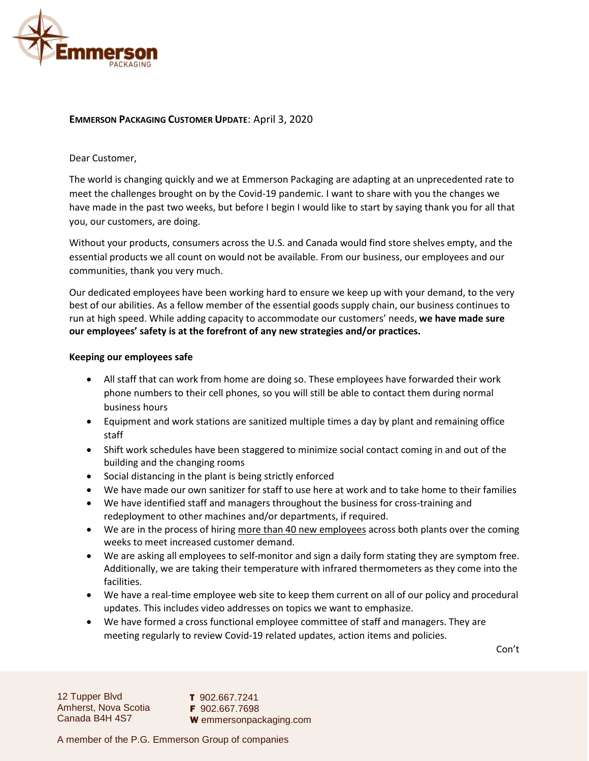**EMMERSON PACKAGING CUSTOMER UPDATE**: April 3, 2020

Dear Customer,

The world is changing quickly and we at Emmerson Packaging are adapting at an unprecedented rate to meet the challenges brought on by the Covid-19 pandemic. I want to share with you the changes we have made in the past two weeks, but before I begin I would like to start by saying thank you for all that you, our customers, are doing.

Without your products, consumers across the U.S. and Canada would find store shelves empty, and the essential products we all count on would not be available. From our business, our employees and our communities, thank you very much.

Our dedicated employees have been working hard to ensure we keep up with your demand, to the very best of our abilities. As a fellow member of the essential goods supply chain, our business continues to run at high speed. While adding capacity to accommodate our customers' needs, **we have made sure our employees' safety is at the forefront of any new strategies and/or practices.**

**Keeping our employees safe**

- All staff that can work from home are doing so. These employees have forwarded their work phone numbers to their cell phones, so you will still be able to contact them during normal business hours
- Equipment and work stations are sanitized multiple times a day by plant and remaining office staff
- Shift work schedules have been staggered to minimize social contact coming in and out of the building and the changing rooms
- Social distancing in the plant is being strictly enforced
- We have made our own sanitizer for staff to use here at work and to take home to their families
- We have identified staff and managers throughout the business for cross-training and redeployment to other machines and/or departments, if required.
- We are in the process of hiring more than 40 new employees across both plants over the coming weeks to meet increased customer demand.
- We are asking all employees to self-monitor and sign a daily form stating they are symptom free. Additionally, we are taking their temperature with infrared thermometers as they come into the facilities.
- We have a real-time employee web site to keep them current on all of our policy and procedural updates. This includes video addresses on topics we want to emphasize.
- We have formed a cross functional employee committee of staff and managers. They are meeting regularly to review Covid-19 related updates, action items and policies.

Con't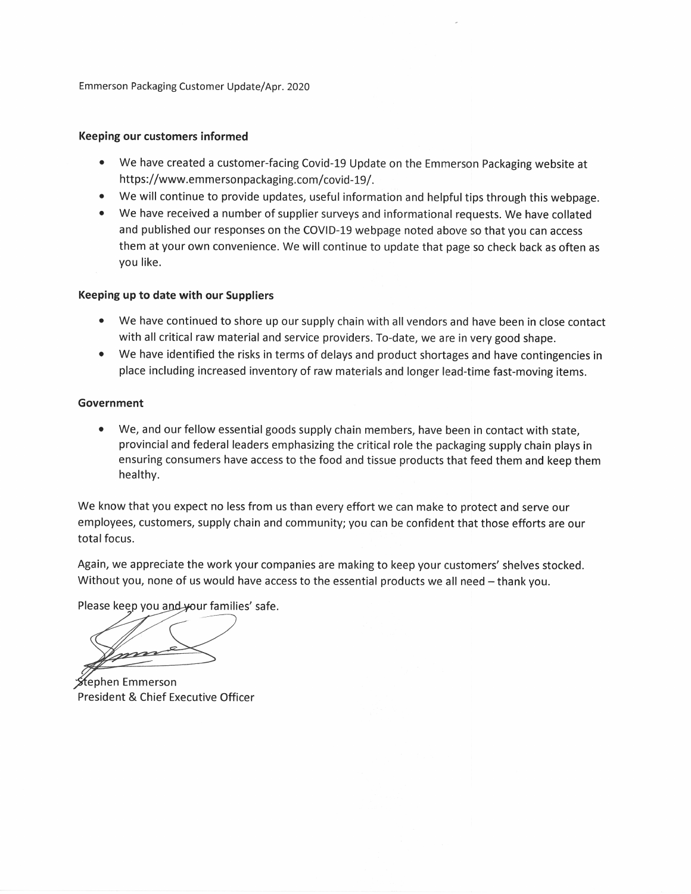Emmerson Packaging Customer Update/Apr. 2020

**Keeping our customers informed**

- We have created a customer-facing Covid-19 Update on the Emmerson Packaging website at https://www.emmersonpackaging.com/covid-19/.
- We will continue to provide updates, useful information and helpful tips through this webpage.
- We have received a number of supplier surveys and informational requests. We have collated and published our responses on the COVID-19 webpage noted above so that you can access them at your own convenience. We will continue to update that page so check back as often as you like.

**Keeping up to date with our Suppliers**

- We have continued to shore up our supply chain with all vendors and have been in close contact with all critical raw material and service providers. To-date, we are in very good shape.
- We have identified the risks in terms of delays and product shortages and have contingencies in place including increased inventory of raw materials and longer lead-time fast-moving items.

**Government**

- We, and our fellow essential goods supply chain members, have been in contact with state, provincial and federal leaders emphasizing the critical role the packaging supply chain plays in ensuring consumers have access to the food and tissue products that feed them and keep them healthy.

We know that you expect no less from us than every effort we can make to protect and serve our employees, customers, supply chain and community; you can be confident that those efforts are our total focus.

Again, we appreciate the work your companies are making to keep your customers' shelves stocked. Without you, none of us would have access to the essential products we all need – thank you.

Please keep you and your families' safe.

Stephen Emmerson
President & Chief Executive Officer